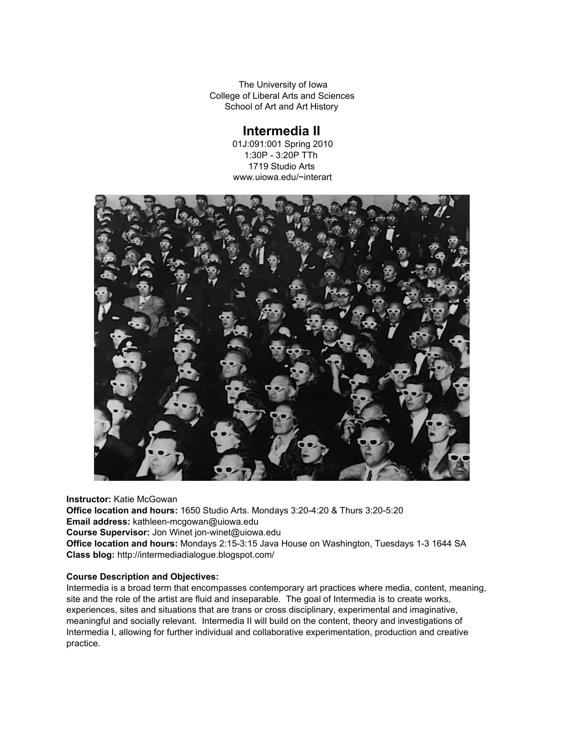The University of Iowa
College of Liberal Arts and Sciences
School of Art and Art History

# Intermedia II

01J:091:001 Spring 2010
1:30P - 3:20P TTh
1719 Studio Arts
www.uiowa.edu/~interart

**Instructor:** Katie McGowan
**Office location and hours:** 1650 Studio Arts. Mondays 3:20-4:20 & Thurs 3:20-5:20
**Email address:** kathleen-mcgowan@uiowa.edu
**Course Supervisor:** Jon Winet jon-winet@uiowa.edu
**Office location and hours:** Mondays 2:15-3:15 Java House on Washington, Tuesdays 1-3 1644 SA
**Class blog:** http://intermediadialogue.blogspot.com/

**Course Description and Objectives:**
Intermedia is a broad term that encompasses contemporary art practices where media, content, meaning, site and the role of the artist are fluid and inseparable. The goal of Intermedia is to create works, experiences, sites and situations that are trans or cross disciplinary, experimental and imaginative, meaningful and socially relevant. Intermedia II will build on the content, theory and investigations of Intermedia I, allowing for further individual and collaborative experimentation, production and creative practice.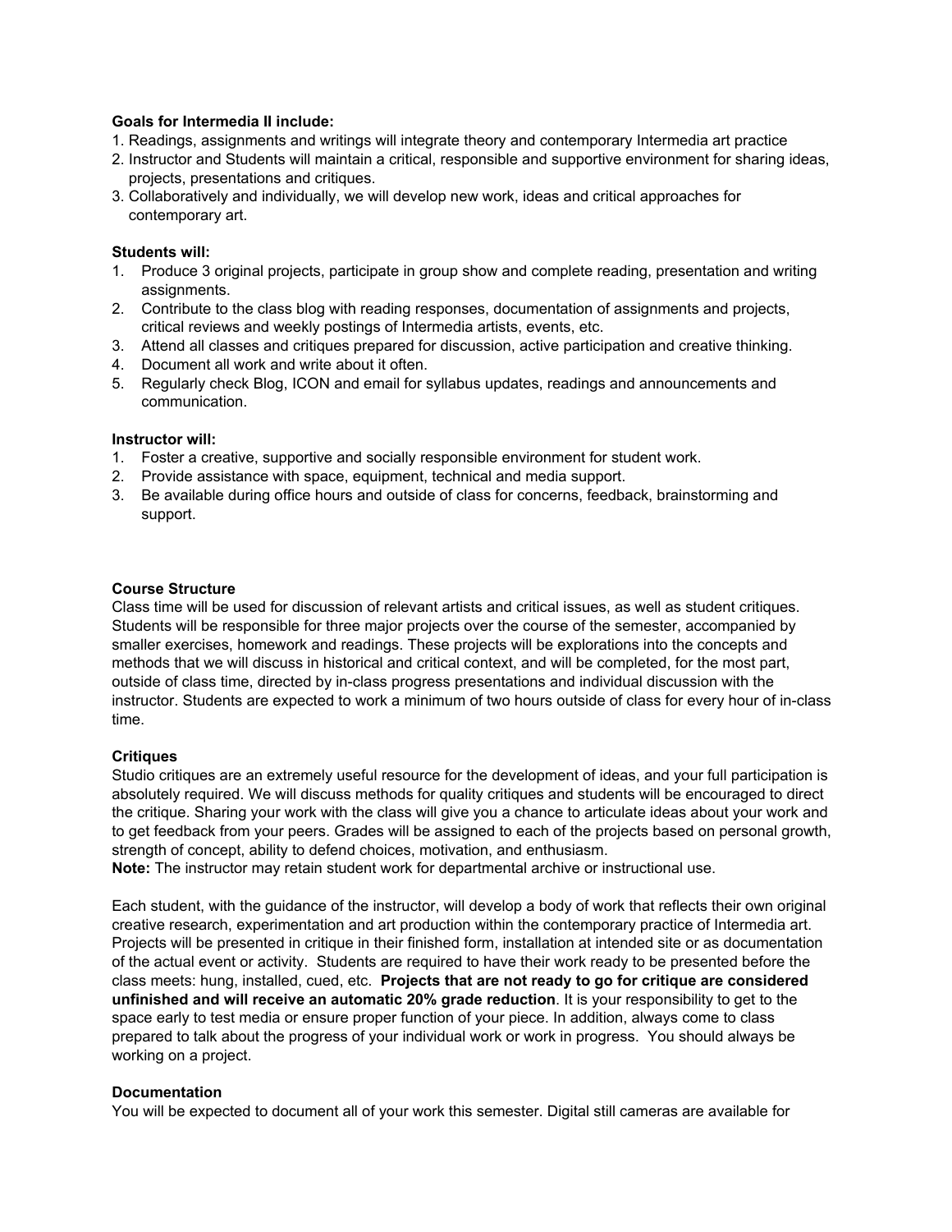**Goals for Intermedia II include:**

1. Readings, assignments and writings will integrate theory and contemporary Intermedia art practice
2. Instructor and Students will maintain a critical, responsible and supportive environment for sharing ideas, projects, presentations and critiques.
3. Collaboratively and individually, we will develop new work, ideas and critical approaches for contemporary art.

**Students will:**

1. Produce 3 original projects, participate in group show and complete reading, presentation and writing assignments.
2. Contribute to the class blog with reading responses, documentation of assignments and projects, critical reviews and weekly postings of Intermedia artists, events, etc.
3. Attend all classes and critiques prepared for discussion, active participation and creative thinking.
4. Document all work and write about it often.
5. Regularly check Blog, ICON and email for syllabus updates, readings and announcements and communication.

**Instructor will:**

1. Foster a creative, supportive and socially responsible environment for student work.
2. Provide assistance with space, equipment, technical and media support.
3. Be available during office hours and outside of class for concerns, feedback, brainstorming and support.

**Course Structure**

Class time will be used for discussion of relevant artists and critical issues, as well as student critiques. Students will be responsible for three major projects over the course of the semester, accompanied by smaller exercises, homework and readings. These projects will be explorations into the concepts and methods that we will discuss in historical and critical context, and will be completed, for the most part, outside of class time, directed by in-class progress presentations and individual discussion with the instructor. Students are expected to work a minimum of two hours outside of class for every hour of in-class time.

**Critiques**

Studio critiques are an extremely useful resource for the development of ideas, and your full participation is absolutely required. We will discuss methods for quality critiques and students will be encouraged to direct the critique. Sharing your work with the class will give you a chance to articulate ideas about your work and to get feedback from your peers. Grades will be assigned to each of the projects based on personal growth, strength of concept, ability to defend choices, motivation, and enthusiasm.

**Note:** The instructor may retain student work for departmental archive or instructional use.

Each student, with the guidance of the instructor, will develop a body of work that reflects their own original creative research, experimentation and art production within the contemporary practice of Intermedia art. Projects will be presented in critique in their finished form, installation at intended site or as documentation of the actual event or activity. Students are required to have their work ready to be presented before the class meets: hung, installed, cued, etc. **Projects that are not ready to go for critique are considered unfinished and will receive an automatic 20% grade reduction**. It is your responsibility to get to the space early to test media or ensure proper function of your piece. In addition, always come to class prepared to talk about the progress of your individual work or work in progress. You should always be working on a project.

**Documentation**

You will be expected to document all of your work this semester. Digital still cameras are available for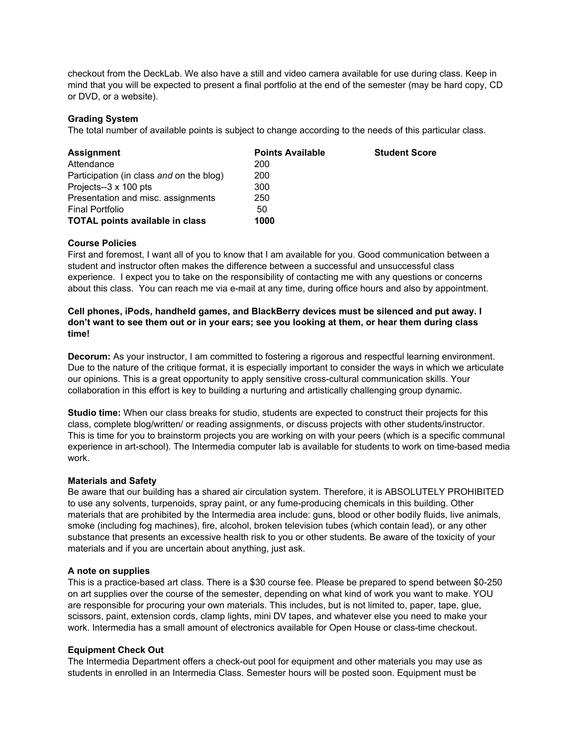checkout from the DeckLab. We also have a still and video camera available for use during class. Keep in mind that you will be expected to present a final portfolio at the end of the semester (may be hard copy, CD or DVD, or a website).

**Grading System**

The total number of available points is subject to change according to the needs of this particular class.

| **Assignment** | **Points Available** | **Student Score** |
|---|---|---|
| Attendance | 200 | |
| Participation (in class *and* on the blog) | 200 | |
| Projects--3 x 100 pts | 300 | |
| Presentation and misc. assignments | 250 | |
| Final Portfolio | 50 | |
| **TOTAL points available in class** | **1000** | |

**Course Policies**

First and foremost, I want all of you to know that I am available for you. Good communication between a student and instructor often makes the difference between a successful and unsuccessful class experience. I expect you to take on the responsibility of contacting me with any questions or concerns about this class. You can reach me via e-mail at any time, during office hours and also by appointment.

**Cell phones, iPods, handheld games, and BlackBerry devices must be silenced and put away. I don't want to see them out or in your ears; see you looking at them, or hear them during class time!**

**Decorum:** As your instructor, I am committed to fostering a rigorous and respectful learning environment. Due to the nature of the critique format, it is especially important to consider the ways in which we articulate our opinions. This is a great opportunity to apply sensitive cross-cultural communication skills. Your collaboration in this effort is key to building a nurturing and artistically challenging group dynamic.

**Studio time:** When our class breaks for studio, students are expected to construct their projects for this class, complete blog/written/ or reading assignments, or discuss projects with other students/instructor. This is time for you to brainstorm projects you are working on with your peers (which is a specific communal experience in art-school). The Intermedia computer lab is available for students to work on time-based media work.

**Materials and Safety**

Be aware that our building has a shared air circulation system. Therefore, it is ABSOLUTELY PROHIBITED to use any solvents, turpenoids, spray paint, or any fume-producing chemicals in this building. Other materials that are prohibited by the Intermedia area include: guns, blood or other bodily fluids, live animals, smoke (including fog machines), fire, alcohol, broken television tubes (which contain lead), or any other substance that presents an excessive health risk to you or other students. Be aware of the toxicity of your materials and if you are uncertain about anything, just ask.

**A note on supplies**

This is a practice-based art class. There is a $30 course fee. Please be prepared to spend between $0-250 on art supplies over the course of the semester, depending on what kind of work you want to make. YOU are responsible for procuring your own materials. This includes, but is not limited to, paper, tape, glue, scissors, paint, extension cords, clamp lights, mini DV tapes, and whatever else you need to make your work. Intermedia has a small amount of electronics available for Open House or class-time checkout.

**Equipment Check Out**

The Intermedia Department offers a check-out pool for equipment and other materials you may use as students in enrolled in an Intermedia Class. Semester hours will be posted soon. Equipment must be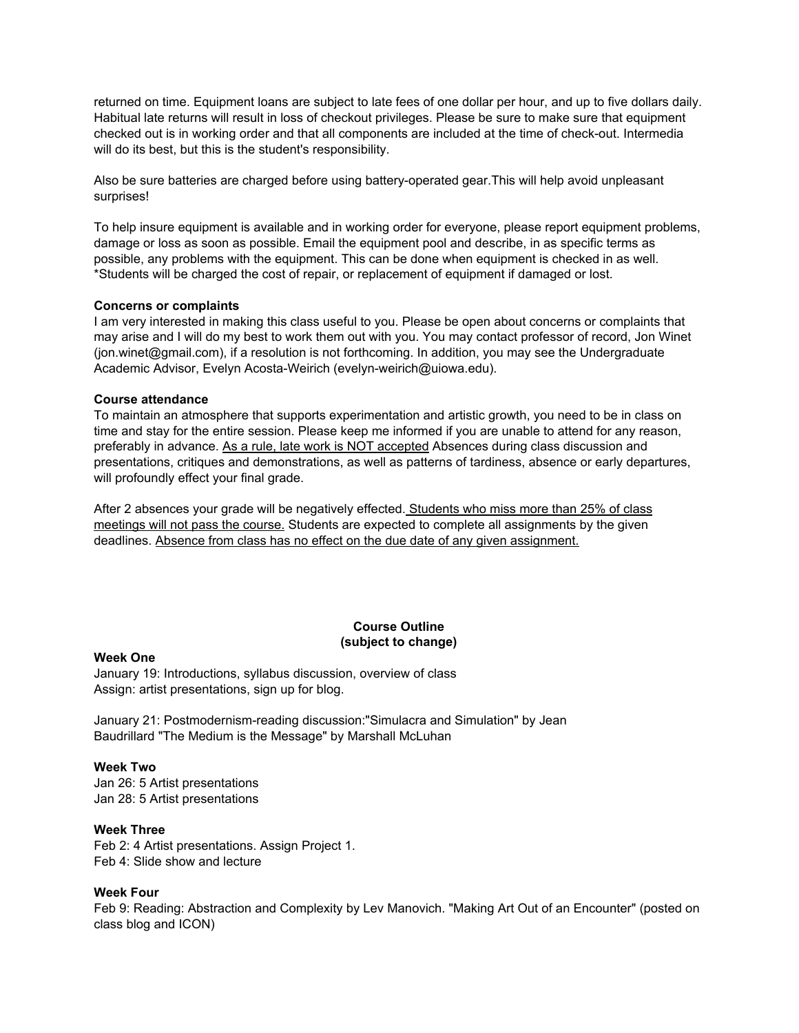returned on time. Equipment loans are subject to late fees of one dollar per hour, and up to five dollars daily. Habitual late returns will result in loss of checkout privileges. Please be sure to make sure that equipment checked out is in working order and that all components are included at the time of check-out. Intermedia will do its best, but this is the student's responsibility.

Also be sure batteries are charged before using battery-operated gear.This will help avoid unpleasant surprises!

To help insure equipment is available and in working order for everyone, please report equipment problems, damage or loss as soon as possible. Email the equipment pool and describe, in as specific terms as possible, any problems with the equipment. This can be done when equipment is checked in as well. *Students will be charged the cost of repair, or replacement of equipment if damaged or lost.

**Concerns or complaints**

I am very interested in making this class useful to you. Please be open about concerns or complaints that may arise and I will do my best to work them out with you. You may contact professor of record, Jon Winet (jon.winet@gmail.com), if a resolution is not forthcoming. In addition, you may see the Undergraduate Academic Advisor, Evelyn Acosta-Weirich (evelyn-weirich@uiowa.edu).

**Course attendance**

To maintain an atmosphere that supports experimentation and artistic growth, you need to be in class on time and stay for the entire session. Please keep me informed if you are unable to attend for any reason, preferably in advance. <u>As a rule, late work is NOT accepted</u> Absences during class discussion and presentations, critiques and demonstrations, as well as patterns of tardiness, absence or early departures, will profoundly effect your final grade.

After 2 absences your grade will be negatively effected. <u>Students who miss more than 25% of class meetings will not pass the course.</u> Students are expected to complete all assignments by the given deadlines. <u>Absence from class has no effect on the due date of any given assignment.</u>

**Course Outline**
**(subject to change)**

**Week One**

January 19: Introductions, syllabus discussion, overview of class
Assign: artist presentations, sign up for blog.

January 21: Postmodernism-reading discussion:"Simulacra and Simulation" by Jean Baudrillard "The Medium is the Message" by Marshall McLuhan

**Week Two**

Jan 26: 5 Artist presentations
Jan 28: 5 Artist presentations

**Week Three**

Feb 2: 4 Artist presentations. Assign Project 1.
Feb 4: Slide show and lecture

**Week Four**

Feb 9: Reading: Abstraction and Complexity by Lev Manovich. "Making Art Out of an Encounter" (posted on class blog and ICON)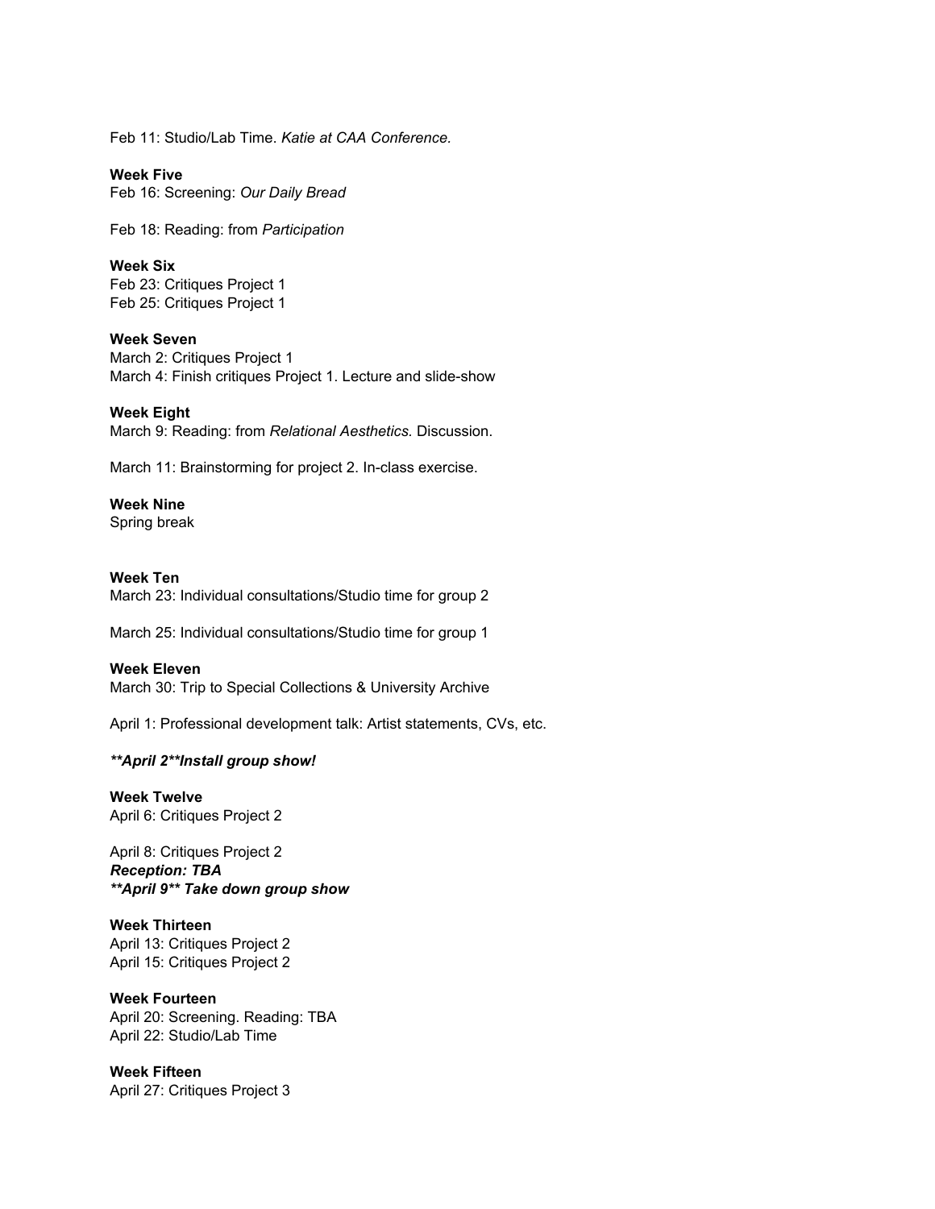Feb 11: Studio/Lab Time. *Katie at CAA Conference.*

**Week Five**
Feb 16: Screening: *Our Daily Bread*

Feb 18: Reading: from *Participation*

**Week Six**
Feb 23: Critiques Project 1
Feb 25: Critiques Project 1

**Week Seven**
March 2: Critiques Project 1
March 4: Finish critiques Project 1. Lecture and slide-show

**Week Eight**
March 9: Reading: from *Relational Aesthetics.* Discussion.

March 11: Brainstorming for project 2. In-class exercise.

**Week Nine**
Spring break

**Week Ten**
March 23: Individual consultations/Studio time for group 2

March 25: Individual consultations/Studio time for group 1

**Week Eleven**
March 30: Trip to Special Collections & University Archive

April 1: Professional development talk: Artist statements, CVs, etc.

***\*\*April 2\*\*Install group show!***

**Week Twelve**
April 6: Critiques Project 2

April 8: Critiques Project 2
***Reception: TBA***
***\*\*April 9\*\* Take down group show***

**Week Thirteen**
April 13: Critiques Project 2
April 15: Critiques Project 2

**Week Fourteen**
April 20: Screening. Reading: TBA
April 22: Studio/Lab Time

**Week Fifteen**
April 27: Critiques Project 3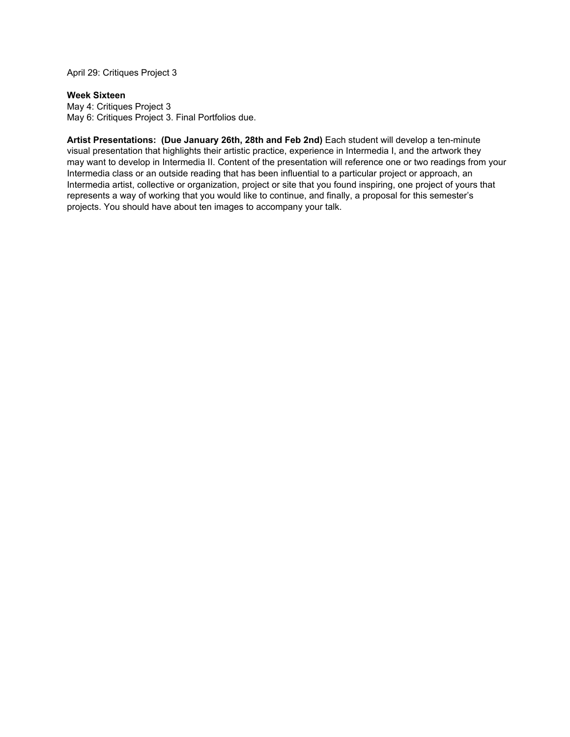April 29: Critiques Project 3

**Week Sixteen**
May 4: Critiques Project 3
May 6: Critiques Project 3. Final Portfolios due.

**Artist Presentations: (Due January 26th, 28th and Feb 2nd)** Each student will develop a ten-minute visual presentation that highlights their artistic practice, experience in Intermedia I, and the artwork they may want to develop in Intermedia II. Content of the presentation will reference one or two readings from your Intermedia class or an outside reading that has been influential to a particular project or approach, an Intermedia artist, collective or organization, project or site that you found inspiring, one project of yours that represents a way of working that you would like to continue, and finally, a proposal for this semester's projects. You should have about ten images to accompany your talk.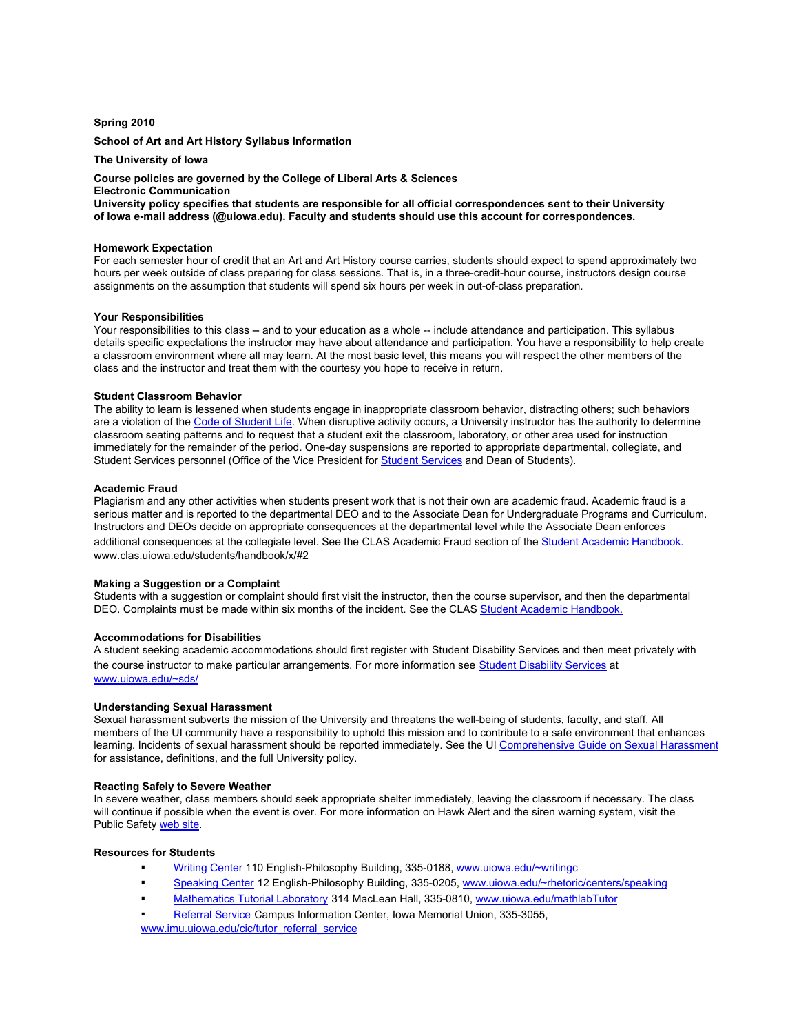**Spring 2010**

**School of Art and Art History Syllabus Information**

**The University of Iowa**

**Course policies are governed by the College of Liberal Arts & Sciences**
**Electronic Communication**
**University policy specifies that students are responsible for all official correspondences sent to their University of Iowa e-mail address (@uiowa.edu). Faculty and students should use this account for correspondences.**

**Homework Expectation**
For each semester hour of credit that an Art and Art History course carries, students should expect to spend approximately two hours per week outside of class preparing for class sessions. That is, in a three-credit-hour course, instructors design course assignments on the assumption that students will spend six hours per week in out-of-class preparation.

**Your Responsibilities**
Your responsibilities to this class -- and to your education as a whole -- include attendance and participation. This syllabus details specific expectations the instructor may have about attendance and participation. You have a responsibility to help create a classroom environment where all may learn. At the most basic level, this means you will respect the other members of the class and the instructor and treat them with the courtesy you hope to receive in return.

**Student Classroom Behavior**
The ability to learn is lessened when students engage in inappropriate classroom behavior, distracting others; such behaviors are a violation of the Code of Student Life. When disruptive activity occurs, a University instructor has the authority to determine classroom seating patterns and to request that a student exit the classroom, laboratory, or other area used for instruction immediately for the remainder of the period. One-day suspensions are reported to appropriate departmental, collegiate, and Student Services personnel (Office of the Vice President for Student Services and Dean of Students).

**Academic Fraud**
Plagiarism and any other activities when students present work that is not their own are academic fraud. Academic fraud is a serious matter and is reported to the departmental DEO and to the Associate Dean for Undergraduate Programs and Curriculum. Instructors and DEOs decide on appropriate consequences at the departmental level while the Associate Dean enforces additional consequences at the collegiate level. See the CLAS Academic Fraud section of the Student Academic Handbook. www.clas.uiowa.edu/students/handbook/x/#2

**Making a Suggestion or a Complaint**
Students with a suggestion or complaint should first visit the instructor, then the course supervisor, and then the departmental DEO. Complaints must be made within six months of the incident. See the CLAS Student Academic Handbook.

**Accommodations for Disabilities**
A student seeking academic accommodations should first register with Student Disability Services and then meet privately with the course instructor to make particular arrangements. For more information see Student Disability Services at www.uiowa.edu/~sds/

**Understanding Sexual Harassment**
Sexual harassment subverts the mission of the University and threatens the well-being of students, faculty, and staff. All members of the UI community have a responsibility to uphold this mission and to contribute to a safe environment that enhances learning. Incidents of sexual harassment should be reported immediately. See the UI Comprehensive Guide on Sexual Harassment for assistance, definitions, and the full University policy.

**Reacting Safely to Severe Weather**
In severe weather, class members should seek appropriate shelter immediately, leaving the classroom if necessary. The class will continue if possible when the event is over. For more information on Hawk Alert and the siren warning system, visit the Public Safety web site.

**Resources for Students**

- Writing Center 110 English-Philosophy Building, 335-0188, www.uiowa.edu/~writingc
- Speaking Center 12 English-Philosophy Building, 335-0205, www.uiowa.edu/~rhetoric/centers/speaking
- Mathematics Tutorial Laboratory 314 MacLean Hall, 335-0810, www.uiowa.edu/mathlabTutor
- Referral Service Campus Information Center, Iowa Memorial Union, 335-3055, www.imu.uiowa.edu/cic/tutor_referral_service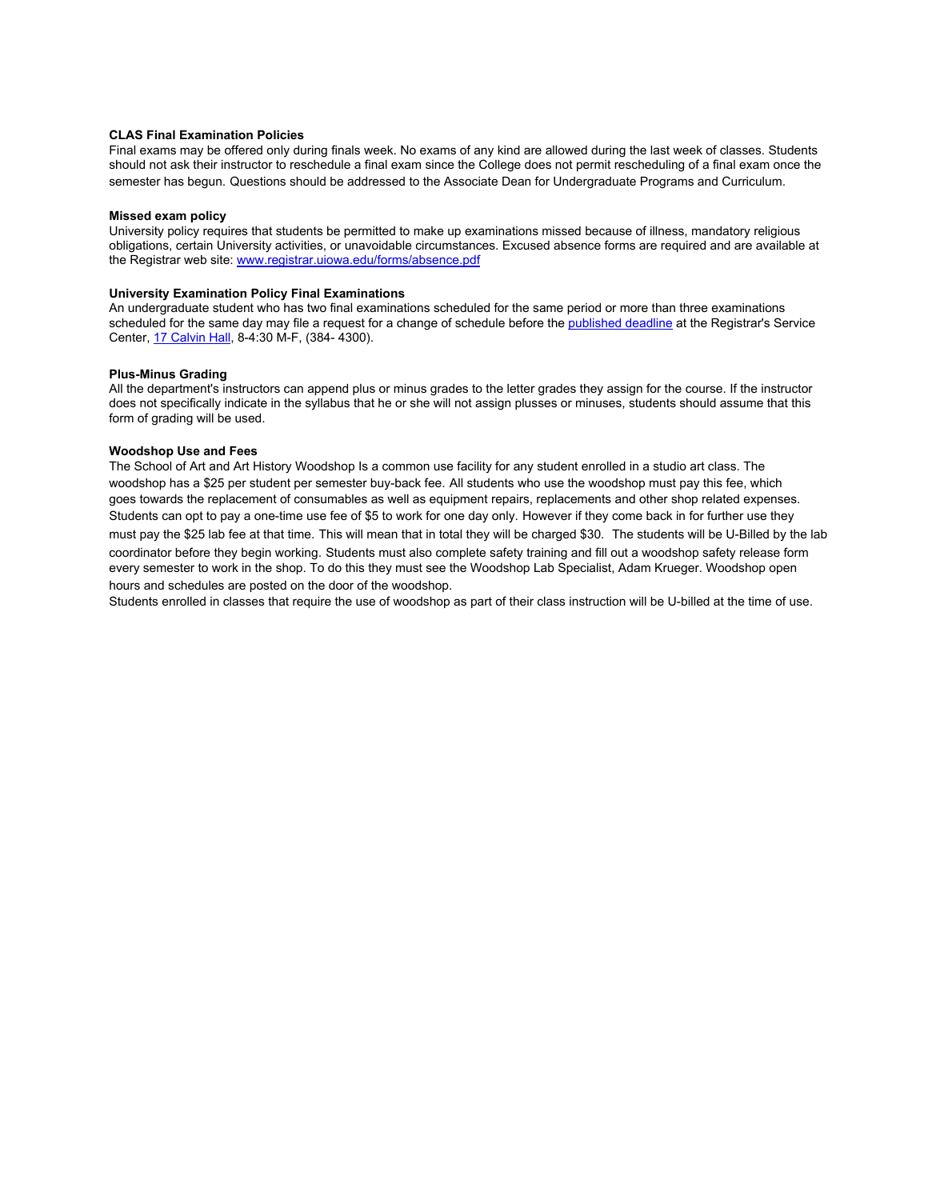**CLAS Final Examination Policies**

Final exams may be offered only during finals week. No exams of any kind are allowed during the last week of classes. Students should not ask their instructor to reschedule a final exam since the College does not permit rescheduling of a final exam once the semester has begun. Questions should be addressed to the Associate Dean for Undergraduate Programs and Curriculum.

**Missed exam policy**

University policy requires that students be permitted to make up examinations missed because of illness, mandatory religious obligations, certain University activities, or unavoidable circumstances. Excused absence forms are required and are available at the Registrar web site: [www.registrar.uiowa.edu/forms/absence.pdf](www.registrar.uiowa.edu/forms/absence.pdf)

**University Examination Policy Final Examinations**

An undergraduate student who has two final examinations scheduled for the same period or more than three examinations scheduled for the same day may file a request for a change of schedule before the published deadline at the Registrar's Service Center, 17 Calvin Hall, 8-4:30 M-F, (384- 4300).

**Plus-Minus Grading**

All the department's instructors can append plus or minus grades to the letter grades they assign for the course. If the instructor does not specifically indicate in the syllabus that he or she will not assign plusses or minuses, students should assume that this form of grading will be used.

**Woodshop Use and Fees**

The School of Art and Art History Woodshop Is a common use facility for any student enrolled in a studio art class. The woodshop has a $25 per student per semester buy-back fee. All students who use the woodshop must pay this fee, which goes towards the replacement of consumables as well as equipment repairs, replacements and other shop related expenses. Students can opt to pay a one-time use fee of $5 to work for one day only. However if they come back in for further use they must pay the $25 lab fee at that time. This will mean that in total they will be charged $30. The students will be U-Billed by the lab coordinator before they begin working. Students must also complete safety training and fill out a woodshop safety release form every semester to work in the shop. To do this they must see the Woodshop Lab Specialist, Adam Krueger. Woodshop open hours and schedules are posted on the door of the woodshop.

Students enrolled in classes that require the use of woodshop as part of their class instruction will be U-billed at the time of use.